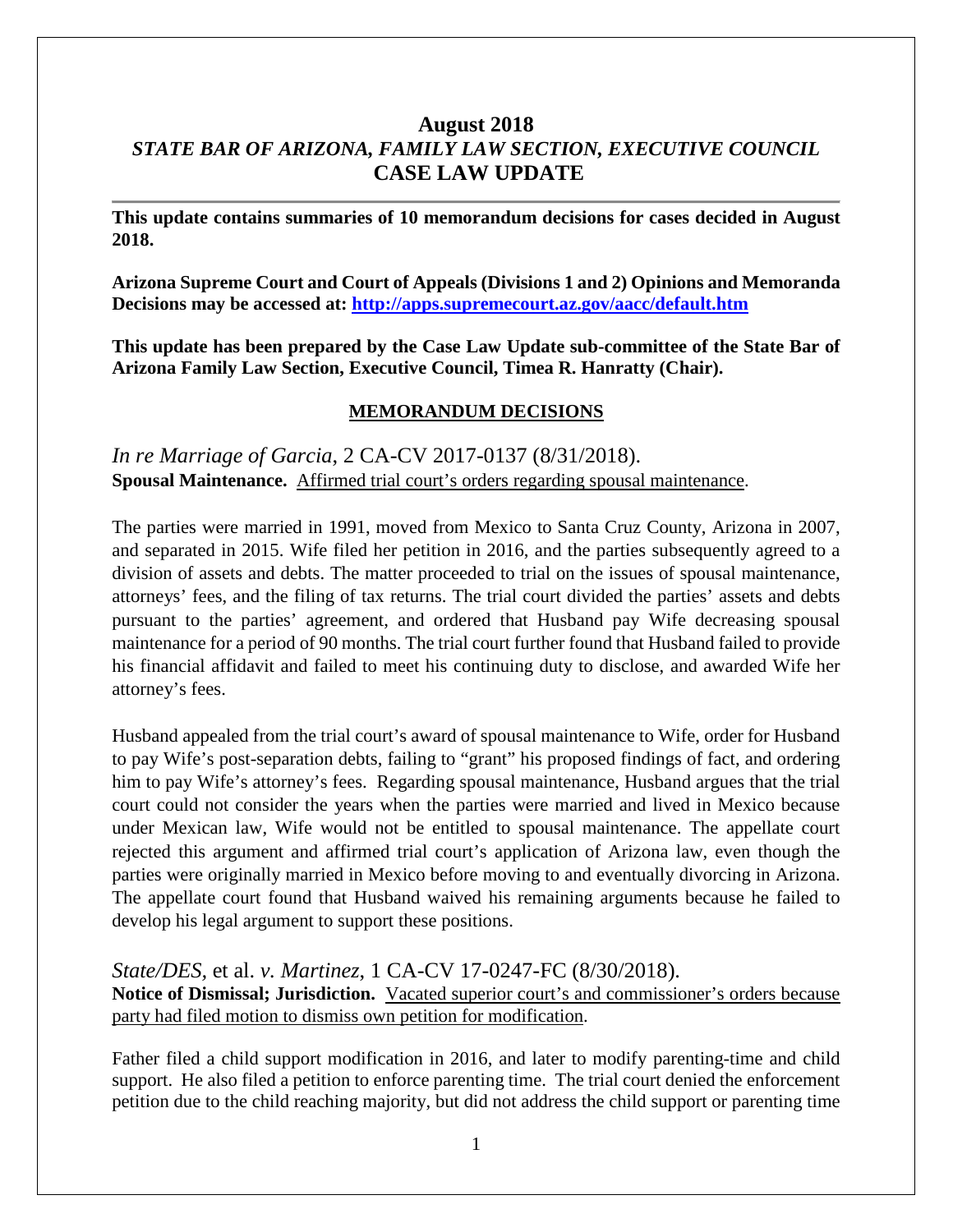# August 2018
## *STATE BAR OF ARIZONA, FAMILY LAW SECTION, EXECUTIVE COUNCIL*
## CASE LAW UPDATE

---

**This update contains summaries of 10 memorandum decisions for cases decided in August 2018.**

**Arizona Supreme Court and Court of Appeals (Divisions 1 and 2) Opinions and Memoranda Decisions may be accessed at: [http://apps.supremecourt.az.gov/aacc/default.htm](http://apps.supremecourt.az.gov/aacc/default.htm)**

**This update has been prepared by the Case Law Update sub-committee of the State Bar of Arizona Family Law Section, Executive Council, Timea R. Hanratty (Chair).**

### MEMORANDUM DECISIONS

*In re Marriage of Garcia*, 2 CA-CV 2017-0137 (8/31/2018).
**Spousal Maintenance.** Affirmed trial court's orders regarding spousal maintenance.

The parties were married in 1991, moved from Mexico to Santa Cruz County, Arizona in 2007, and separated in 2015. Wife filed her petition in 2016, and the parties subsequently agreed to a division of assets and debts. The matter proceeded to trial on the issues of spousal maintenance, attorneys' fees, and the filing of tax returns. The trial court divided the parties' assets and debts pursuant to the parties' agreement, and ordered that Husband pay Wife decreasing spousal maintenance for a period of 90 months. The trial court further found that Husband failed to provide his financial affidavit and failed to meet his continuing duty to disclose, and awarded Wife her attorney's fees.

Husband appealed from the trial court's award of spousal maintenance to Wife, order for Husband to pay Wife's post-separation debts, failing to "grant" his proposed findings of fact, and ordering him to pay Wife's attorney's fees. Regarding spousal maintenance, Husband argues that the trial court could not consider the years when the parties were married and lived in Mexico because under Mexican law, Wife would not be entitled to spousal maintenance. The appellate court rejected this argument and affirmed trial court's application of Arizona law, even though the parties were originally married in Mexico before moving to and eventually divorcing in Arizona. The appellate court found that Husband waived his remaining arguments because he failed to develop his legal argument to support these positions.

*State/DES*, et al. *v. Martinez*, 1 CA-CV 17-0247-FC (8/30/2018).
**Notice of Dismissal; Jurisdiction.** Vacated superior court's and commissioner's orders because party had filed motion to dismiss own petition for modification.

Father filed a child support modification in 2016, and later to modify parenting-time and child support. He also filed a petition to enforce parenting time. The trial court denied the enforcement petition due to the child reaching majority, but did not address the child support or parenting time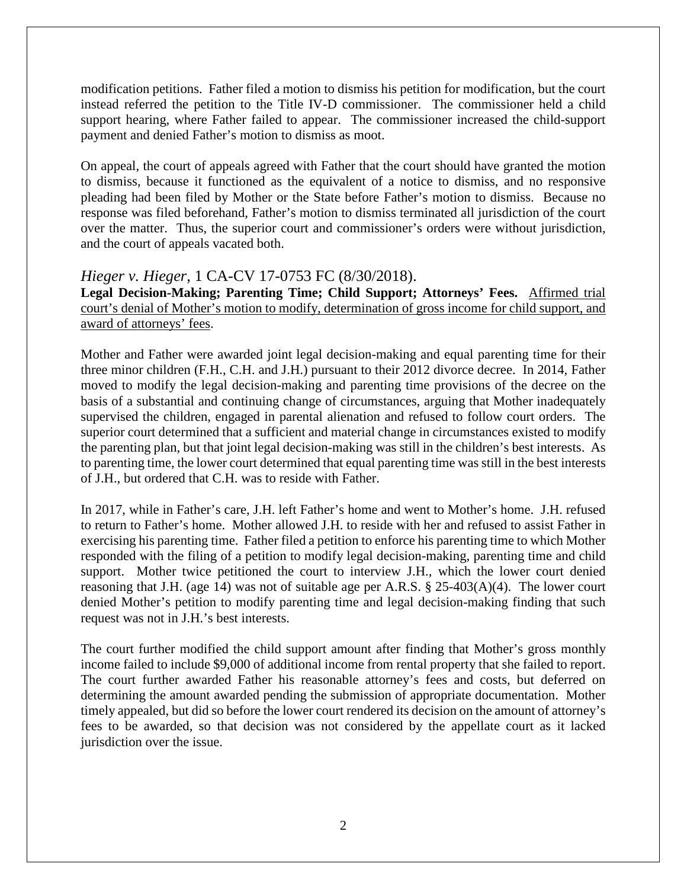modification petitions. Father filed a motion to dismiss his petition for modification, but the court instead referred the petition to the Title IV-D commissioner. The commissioner held a child support hearing, where Father failed to appear. The commissioner increased the child-support payment and denied Father's motion to dismiss as moot.

On appeal, the court of appeals agreed with Father that the court should have granted the motion to dismiss, because it functioned as the equivalent of a notice to dismiss, and no responsive pleading had been filed by Mother or the State before Father's motion to dismiss. Because no response was filed beforehand, Father's motion to dismiss terminated all jurisdiction of the court over the matter. Thus, the superior court and commissioner's orders were without jurisdiction, and the court of appeals vacated both.

### *Hieger v. Hieger*, 1 CA-CV 17-0753 FC (8/30/2018).

**Legal Decision-Making; Parenting Time; Child Support; Attorneys' Fees.** Affirmed trial court's denial of Mother's motion to modify, determination of gross income for child support, and award of attorneys' fees.

Mother and Father were awarded joint legal decision-making and equal parenting time for their three minor children (F.H., C.H. and J.H.) pursuant to their 2012 divorce decree. In 2014, Father moved to modify the legal decision-making and parenting time provisions of the decree on the basis of a substantial and continuing change of circumstances, arguing that Mother inadequately supervised the children, engaged in parental alienation and refused to follow court orders. The superior court determined that a sufficient and material change in circumstances existed to modify the parenting plan, but that joint legal decision-making was still in the children's best interests. As to parenting time, the lower court determined that equal parenting time was still in the best interests of J.H., but ordered that C.H. was to reside with Father.

In 2017, while in Father's care, J.H. left Father's home and went to Mother's home. J.H. refused to return to Father's home. Mother allowed J.H. to reside with her and refused to assist Father in exercising his parenting time. Father filed a petition to enforce his parenting time to which Mother responded with the filing of a petition to modify legal decision-making, parenting time and child support. Mother twice petitioned the court to interview J.H., which the lower court denied reasoning that J.H. (age 14) was not of suitable age per A.R.S. § 25-403(A)(4). The lower court denied Mother's petition to modify parenting time and legal decision-making finding that such request was not in J.H.'s best interests.

The court further modified the child support amount after finding that Mother's gross monthly income failed to include $9,000 of additional income from rental property that she failed to report. The court further awarded Father his reasonable attorney's fees and costs, but deferred on determining the amount awarded pending the submission of appropriate documentation. Mother timely appealed, but did so before the lower court rendered its decision on the amount of attorney's fees to be awarded, so that decision was not considered by the appellate court as it lacked jurisdiction over the issue.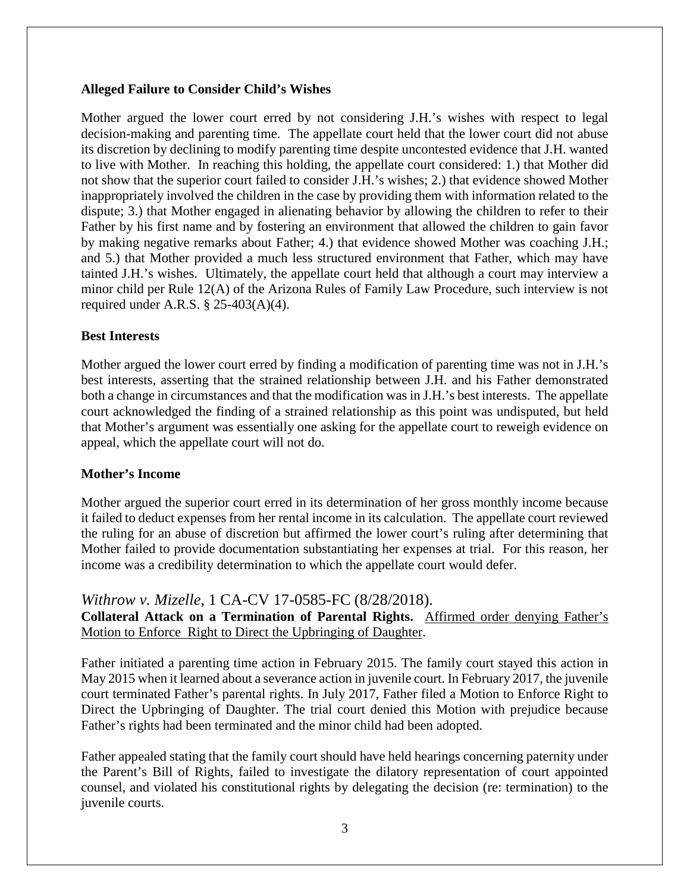**Alleged Failure to Consider Child's Wishes**

Mother argued the lower court erred by not considering J.H.'s wishes with respect to legal decision-making and parenting time. The appellate court held that the lower court did not abuse its discretion by declining to modify parenting time despite uncontested evidence that J.H. wanted to live with Mother. In reaching this holding, the appellate court considered: 1.) that Mother did not show that the superior court failed to consider J.H.'s wishes; 2.) that evidence showed Mother inappropriately involved the children in the case by providing them with information related to the dispute; 3.) that Mother engaged in alienating behavior by allowing the children to refer to their Father by his first name and by fostering an environment that allowed the children to gain favor by making negative remarks about Father; 4.) that evidence showed Mother was coaching J.H.; and 5.) that Mother provided a much less structured environment that Father, which may have tainted J.H.'s wishes. Ultimately, the appellate court held that although a court may interview a minor child per Rule 12(A) of the Arizona Rules of Family Law Procedure, such interview is not required under A.R.S. § 25-403(A)(4).

**Best Interests**

Mother argued the lower court erred by finding a modification of parenting time was not in J.H.'s best interests, asserting that the strained relationship between J.H. and his Father demonstrated both a change in circumstances and that the modification was in J.H.'s best interests. The appellate court acknowledged the finding of a strained relationship as this point was undisputed, but held that Mother's argument was essentially one asking for the appellate court to reweigh evidence on appeal, which the appellate court will not do.

**Mother's Income**

Mother argued the superior court erred in its determination of her gross monthly income because it failed to deduct expenses from her rental income in its calculation. The appellate court reviewed the ruling for an abuse of discretion but affirmed the lower court's ruling after determining that Mother failed to provide documentation substantiating her expenses at trial. For this reason, her income was a credibility determination to which the appellate court would defer.

## *Withrow v. Mizelle*, 1 CA-CV 17-0585-FC (8/28/2018).

**Collateral Attack on a Termination of Parental Rights.** Affirmed order denying Father's Motion to Enforce Right to Direct the Upbringing of Daughter.

Father initiated a parenting time action in February 2015. The family court stayed this action in May 2015 when it learned about a severance action in juvenile court. In February 2017, the juvenile court terminated Father's parental rights. In July 2017, Father filed a Motion to Enforce Right to Direct the Upbringing of Daughter. The trial court denied this Motion with prejudice because Father's rights had been terminated and the minor child had been adopted.

Father appealed stating that the family court should have held hearings concerning paternity under the Parent's Bill of Rights, failed to investigate the dilatory representation of court appointed counsel, and violated his constitutional rights by delegating the decision (re: termination) to the juvenile courts.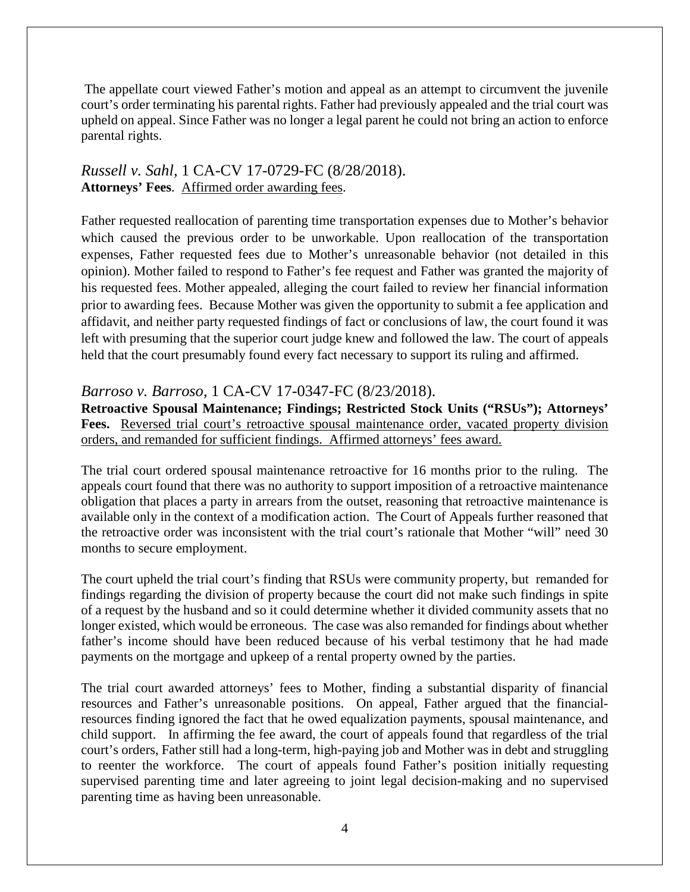The appellate court viewed Father's motion and appeal as an attempt to circumvent the juvenile court's order terminating his parental rights. Father had previously appealed and the trial court was upheld on appeal. Since Father was no longer a legal parent he could not bring an action to enforce parental rights.

*Russell v. Sahl*, 1 CA-CV 17-0729-FC (8/28/2018).
**Attorneys' Fees**. Affirmed order awarding fees.

Father requested reallocation of parenting time transportation expenses due to Mother's behavior which caused the previous order to be unworkable. Upon reallocation of the transportation expenses, Father requested fees due to Mother's unreasonable behavior (not detailed in this opinion). Mother failed to respond to Father's fee request and Father was granted the majority of his requested fees. Mother appealed, alleging the court failed to review her financial information prior to awarding fees. Because Mother was given the opportunity to submit a fee application and affidavit, and neither party requested findings of fact or conclusions of law, the court found it was left with presuming that the superior court judge knew and followed the law. The court of appeals held that the court presumably found every fact necessary to support its ruling and affirmed.

*Barroso v. Barroso*, 1 CA-CV 17-0347-FC (8/23/2018).
**Retroactive Spousal Maintenance; Findings; Restricted Stock Units ("RSUs"); Attorneys' Fees.** Reversed trial court's retroactive spousal maintenance order, vacated property division orders, and remanded for sufficient findings. Affirmed attorneys' fees award.

The trial court ordered spousal maintenance retroactive for 16 months prior to the ruling. The appeals court found that there was no authority to support imposition of a retroactive maintenance obligation that places a party in arrears from the outset, reasoning that retroactive maintenance is available only in the context of a modification action. The Court of Appeals further reasoned that the retroactive order was inconsistent with the trial court's rationale that Mother "will" need 30 months to secure employment.

The court upheld the trial court's finding that RSUs were community property, but remanded for findings regarding the division of property because the court did not make such findings in spite of a request by the husband and so it could determine whether it divided community assets that no longer existed, which would be erroneous. The case was also remanded for findings about whether father's income should have been reduced because of his verbal testimony that he had made payments on the mortgage and upkeep of a rental property owned by the parties.

The trial court awarded attorneys' fees to Mother, finding a substantial disparity of financial resources and Father's unreasonable positions. On appeal, Father argued that the financial-resources finding ignored the fact that he owed equalization payments, spousal maintenance, and child support. In affirming the fee award, the court of appeals found that regardless of the trial court's orders, Father still had a long-term, high-paying job and Mother was in debt and struggling to reenter the workforce. The court of appeals found Father's position initially requesting supervised parenting time and later agreeing to joint legal decision-making and no supervised parenting time as having been unreasonable.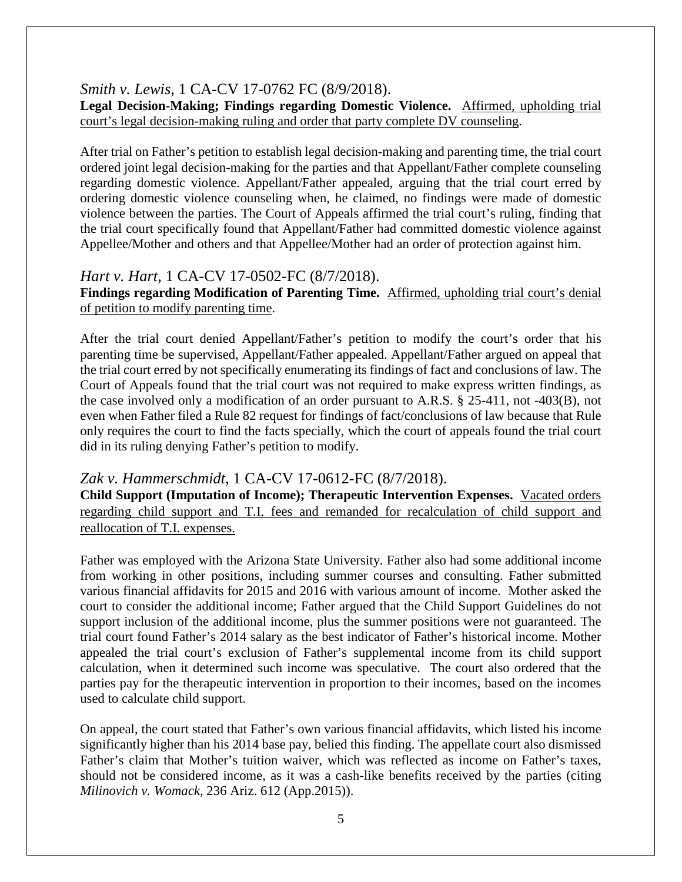*Smith v. Lewis*, 1 CA-CV 17-0762 FC (8/9/2018).

**Legal Decision-Making; Findings regarding Domestic Violence.** <u>Affirmed, upholding trial court's legal decision-making ruling and order that party complete DV counseling</u>.

After trial on Father's petition to establish legal decision-making and parenting time, the trial court ordered joint legal decision-making for the parties and that Appellant/Father complete counseling regarding domestic violence. Appellant/Father appealed, arguing that the trial court erred by ordering domestic violence counseling when, he claimed, no findings were made of domestic violence between the parties. The Court of Appeals affirmed the trial court's ruling, finding that the trial court specifically found that Appellant/Father had committed domestic violence against Appellee/Mother and others and that Appellee/Mother had an order of protection against him.

*Hart v. Hart*, 1 CA-CV 17-0502-FC (8/7/2018).

**Findings regarding Modification of Parenting Time.** <u>Affirmed, upholding trial court's denial of petition to modify parenting time</u>.

After the trial court denied Appellant/Father's petition to modify the court's order that his parenting time be supervised, Appellant/Father appealed. Appellant/Father argued on appeal that the trial court erred by not specifically enumerating its findings of fact and conclusions of law. The Court of Appeals found that the trial court was not required to make express written findings, as the case involved only a modification of an order pursuant to A.R.S. § 25-411, not -403(B), not even when Father filed a Rule 82 request for findings of fact/conclusions of law because that Rule only requires the court to find the facts specially, which the court of appeals found the trial court did in its ruling denying Father's petition to modify.

*Zak v. Hammerschmidt*, 1 CA-CV 17-0612-FC (8/7/2018).

**Child Support (Imputation of Income); Therapeutic Intervention Expenses.** <u>Vacated orders regarding child support and T.I. fees and remanded for recalculation of child support and reallocation of T.I. expenses.</u>

Father was employed with the Arizona State University. Father also had some additional income from working in other positions, including summer courses and consulting. Father submitted various financial affidavits for 2015 and 2016 with various amount of income. Mother asked the court to consider the additional income; Father argued that the Child Support Guidelines do not support inclusion of the additional income, plus the summer positions were not guaranteed. The trial court found Father's 2014 salary as the best indicator of Father's historical income. Mother appealed the trial court's exclusion of Father's supplemental income from its child support calculation, when it determined such income was speculative. The court also ordered that the parties pay for the therapeutic intervention in proportion to their incomes, based on the incomes used to calculate child support.

On appeal, the court stated that Father's own various financial affidavits, which listed his income significantly higher than his 2014 base pay, belied this finding. The appellate court also dismissed Father's claim that Mother's tuition waiver, which was reflected as income on Father's taxes, should not be considered income, as it was a cash-like benefits received by the parties (citing *Milinovich v. Womack*, 236 Ariz. 612 (App.2015)).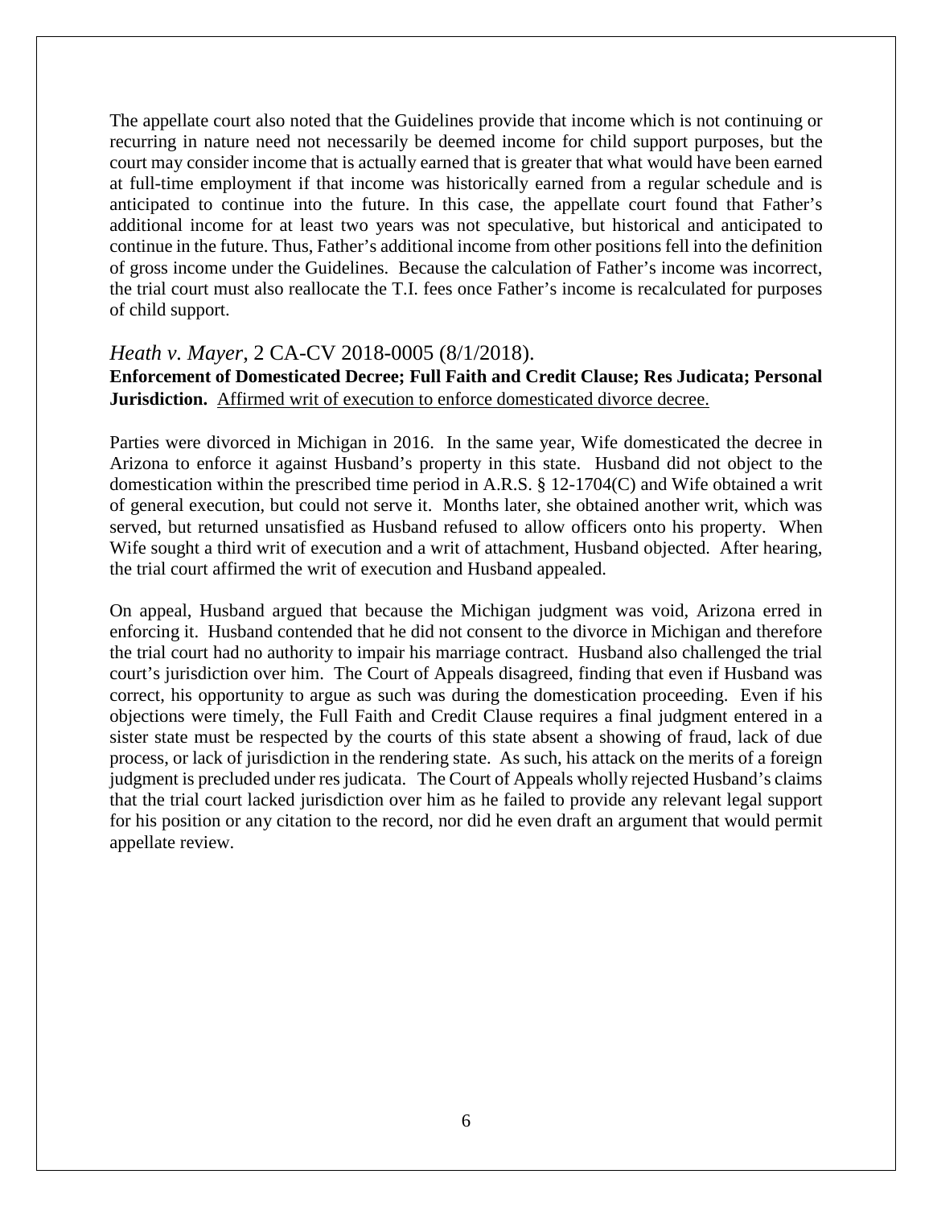The appellate court also noted that the Guidelines provide that income which is not continuing or recurring in nature need not necessarily be deemed income for child support purposes, but the court may consider income that is actually earned that is greater that what would have been earned at full-time employment if that income was historically earned from a regular schedule and is anticipated to continue into the future. In this case, the appellate court found that Father's additional income for at least two years was not speculative, but historical and anticipated to continue in the future. Thus, Father's additional income from other positions fell into the definition of gross income under the Guidelines. Because the calculation of Father's income was incorrect, the trial court must also reallocate the T.I. fees once Father's income is recalculated for purposes of child support.

*Heath v. Mayer*, 2 CA-CV 2018-0005 (8/1/2018).

**Enforcement of Domesticated Decree; Full Faith and Credit Clause; Res Judicata; Personal Jurisdiction.** Affirmed writ of execution to enforce domesticated divorce decree.

Parties were divorced in Michigan in 2016. In the same year, Wife domesticated the decree in Arizona to enforce it against Husband's property in this state. Husband did not object to the domestication within the prescribed time period in A.R.S. § 12-1704(C) and Wife obtained a writ of general execution, but could not serve it. Months later, she obtained another writ, which was served, but returned unsatisfied as Husband refused to allow officers onto his property. When Wife sought a third writ of execution and a writ of attachment, Husband objected. After hearing, the trial court affirmed the writ of execution and Husband appealed.

On appeal, Husband argued that because the Michigan judgment was void, Arizona erred in enforcing it. Husband contended that he did not consent to the divorce in Michigan and therefore the trial court had no authority to impair his marriage contract. Husband also challenged the trial court's jurisdiction over him. The Court of Appeals disagreed, finding that even if Husband was correct, his opportunity to argue as such was during the domestication proceeding. Even if his objections were timely, the Full Faith and Credit Clause requires a final judgment entered in a sister state must be respected by the courts of this state absent a showing of fraud, lack of due process, or lack of jurisdiction in the rendering state. As such, his attack on the merits of a foreign judgment is precluded under res judicata. The Court of Appeals wholly rejected Husband's claims that the trial court lacked jurisdiction over him as he failed to provide any relevant legal support for his position or any citation to the record, nor did he even draft an argument that would permit appellate review.